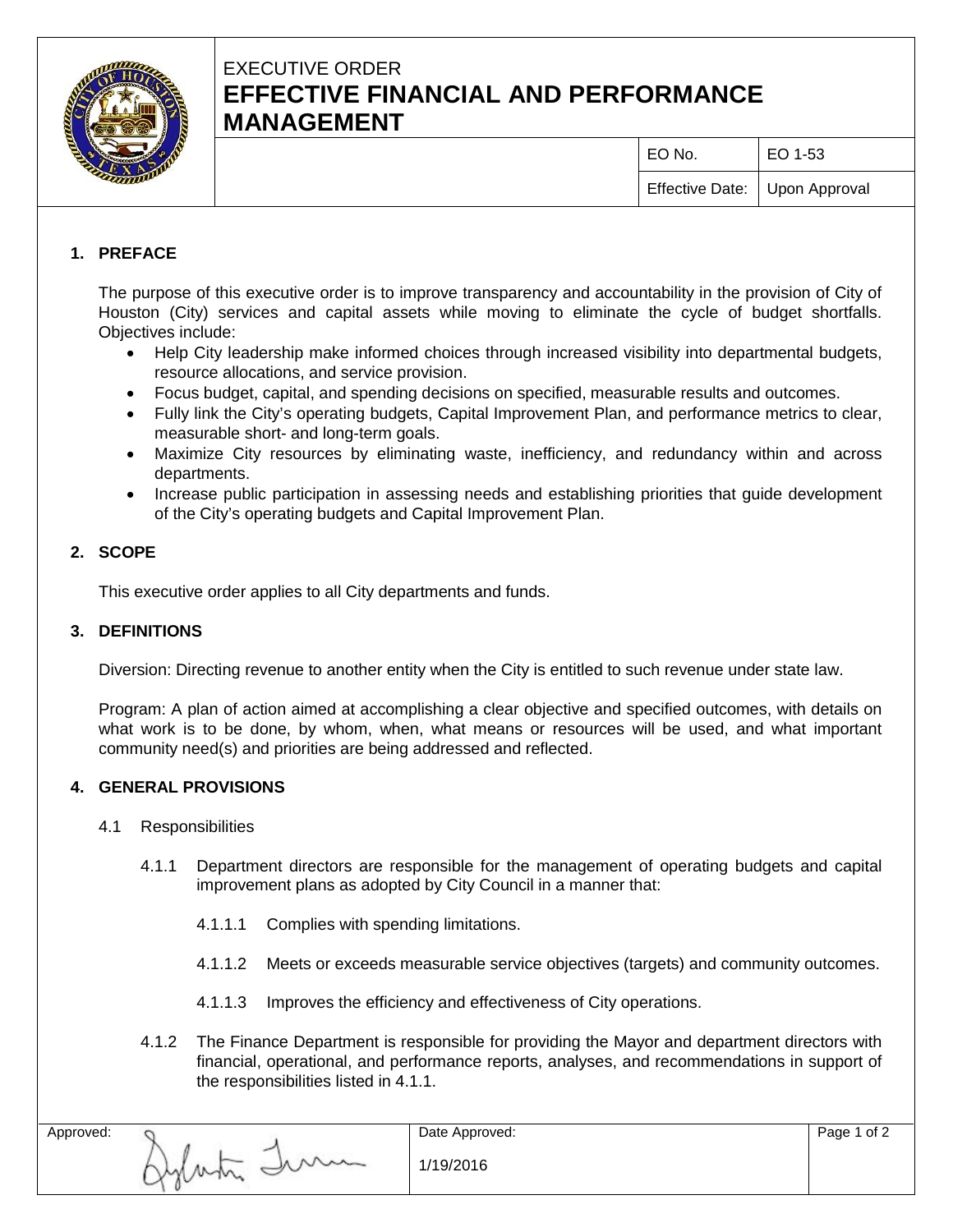EXECUTIVE ORDER

# EFFECTIVE FINANCIAL AND PERFORMANCE MANAGEMENT

| EO No. | EO 1-53 |
| --- | --- |
| Effective Date: | Upon Approval |

## 1. PREFACE

The purpose of this executive order is to improve transparency and accountability in the provision of City of Houston (City) services and capital assets while moving to eliminate the cycle of budget shortfalls. Objectives include:

- Help City leadership make informed choices through increased visibility into departmental budgets, resource allocations, and service provision.
- Focus budget, capital, and spending decisions on specified, measurable results and outcomes.
- Fully link the City's operating budgets, Capital Improvement Plan, and performance metrics to clear, measurable short- and long-term goals.
- Maximize City resources by eliminating waste, inefficiency, and redundancy within and across departments.
- Increase public participation in assessing needs and establishing priorities that guide development of the City's operating budgets and Capital Improvement Plan.

## 2. SCOPE

This executive order applies to all City departments and funds.

## 3. DEFINITIONS

Diversion: Directing revenue to another entity when the City is entitled to such revenue under state law.

Program: A plan of action aimed at accomplishing a clear objective and specified outcomes, with details on what work is to be done, by whom, when, what means or resources will be used, and what important community need(s) and priorities are being addressed and reflected.

## 4. GENERAL PROVISIONS

4.1 Responsibilities

4.1.1 Department directors are responsible for the management of operating budgets and capital improvement plans as adopted by City Council in a manner that:

4.1.1.1 Complies with spending limitations.

4.1.1.2 Meets or exceeds measurable service objectives (targets) and community outcomes.

4.1.1.3 Improves the efficiency and effectiveness of City operations.

4.1.2 The Finance Department is responsible for providing the Mayor and department directors with financial, operational, and performance reports, analyses, and recommendations in support of the responsibilities listed in 4.1.1.

| Approved: | Date Approved: 1/19/2016 |
| --- | --- |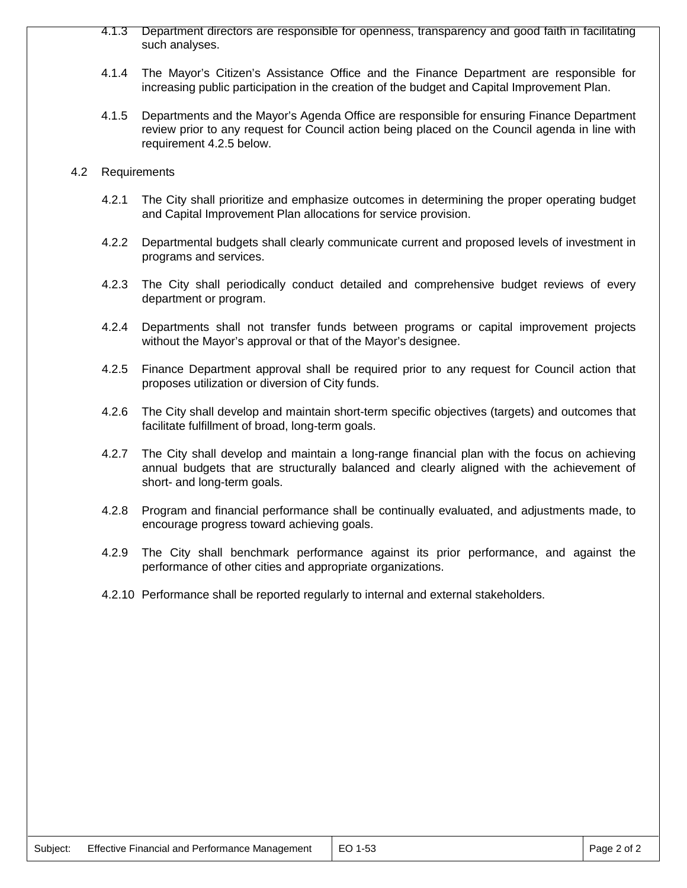4.1.3 Department directors are responsible for openness, transparency and good faith in facilitating such analyses.

4.1.4 The Mayor's Citizen's Assistance Office and the Finance Department are responsible for increasing public participation in the creation of the budget and Capital Improvement Plan.

4.1.5 Departments and the Mayor's Agenda Office are responsible for ensuring Finance Department review prior to any request for Council action being placed on the Council agenda in line with requirement 4.2.5 below.

4.2 Requirements

4.2.1 The City shall prioritize and emphasize outcomes in determining the proper operating budget and Capital Improvement Plan allocations for service provision.

4.2.2 Departmental budgets shall clearly communicate current and proposed levels of investment in programs and services.

4.2.3 The City shall periodically conduct detailed and comprehensive budget reviews of every department or program.

4.2.4 Departments shall not transfer funds between programs or capital improvement projects without the Mayor's approval or that of the Mayor's designee.

4.2.5 Finance Department approval shall be required prior to any request for Council action that proposes utilization or diversion of City funds.

4.2.6 The City shall develop and maintain short-term specific objectives (targets) and outcomes that facilitate fulfillment of broad, long-term goals.

4.2.7 The City shall develop and maintain a long-range financial plan with the focus on achieving annual budgets that are structurally balanced and clearly aligned with the achievement of short- and long-term goals.

4.2.8 Program and financial performance shall be continually evaluated, and adjustments made, to encourage progress toward achieving goals.

4.2.9 The City shall benchmark performance against its prior performance, and against the performance of other cities and appropriate organizations.

4.2.10 Performance shall be reported regularly to internal and external stakeholders.